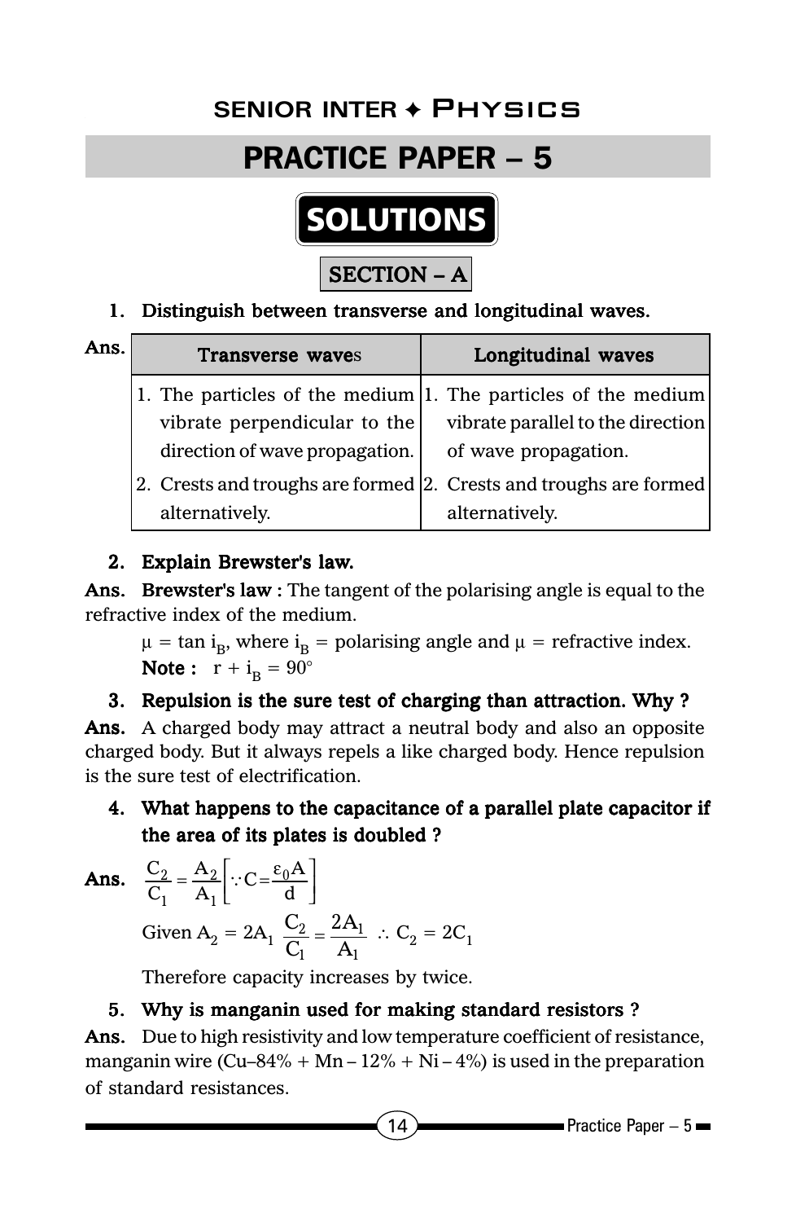# PRACTICE PAPER – 5

## SOLUTIONS

### SECTION – A

**1. Distinguish between transverse and longitudinal waves.**

**Ans.**

| Transverse waves | Longitudinal waves |
|---|---|
| 1. The particles of the medium vibrate perpendicular to the direction of wave propagation. | 1. The particles of the medium vibrate parallel to the direction of wave propagation. |
| 2. Crests and troughs are formed alternatively. | 2. Crests and troughs are formed alternatively. |

**2. Explain Brewster's law.**

**Ans. Brewster's law :** The tangent of the polarising angle is equal to the refractive index of the medium.

$\mu = \tan i_B$, where $i_B$ = polarising angle and $\mu$ = refractive index.

**Note :** $r + i_B = 90^\circ$

**3. Repulsion is the sure test of charging than attraction. Why ?**

**Ans.** A charged body may attract a neutral body and also an opposite charged body. But it always repels a like charged body. Hence repulsion is the sure test of electrification.

**4. What happens to the capacitance of a parallel plate capacitor if the area of its plates is doubled ?**

**Ans.** $\dfrac{C_2}{C_1} = \dfrac{A_2}{A_1}\left[\because C = \dfrac{\varepsilon_0 A}{d}\right]$

Given $A_2 = 2A_1$ $\dfrac{C_2}{C_1} = \dfrac{2A_1}{A_1}$ $\therefore C_2 = 2C_1$

Therefore capacity increases by twice.

**5. Why is manganin used for making standard resistors ?**

**Ans.** Due to high resistivity and low temperature coefficient of resistance, manganin wire (Cu–84% + Mn – 12% + Ni – 4%) is used in the preparation of standard resistances.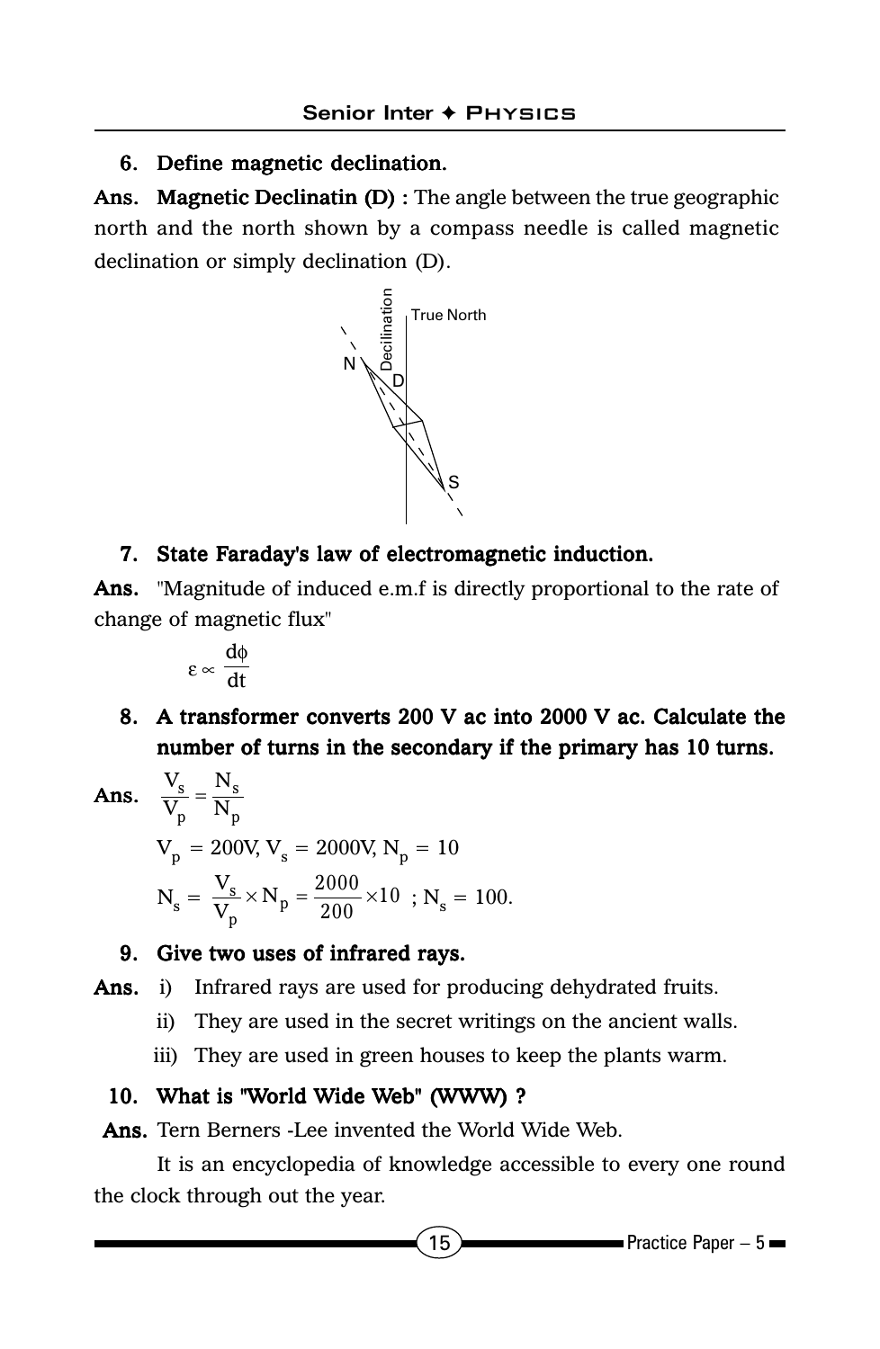**6. Define magnetic declination.**

**Ans.** **Magnetic Declinatin (D) :** The angle between the true geographic north and the north shown by a compass needle is called magnetic declination or simply declination (D).

**7. State Faraday's law of electromagnetic induction.**

**Ans.** "Magnitude of induced e.m.f is directly proportional to the rate of change of magnetic flux"

$$\varepsilon \propto \frac{d\phi}{dt}$$

**8. A transformer converts 200 V ac into 2000 V ac. Calculate the number of turns in the secondary if the primary has 10 turns.**

**Ans.** $\dfrac{V_s}{V_p} = \dfrac{N_s}{N_p}$

$V_p = 200V, V_s = 2000V, N_p = 10$

$N_s = \dfrac{V_s}{V_p} \times N_p = \dfrac{2000}{200} \times 10$ ; $N_s = 100.$

**9. Give two uses of infrared rays.**

**Ans.**
- i) Infrared rays are used for producing dehydrated fruits.
- ii) They are used in the secret writings on the ancient walls.
- iii) They are used in green houses to keep the plants warm.

**10. What is "World Wide Web" (WWW) ?**

**Ans.** Tern Berners -Lee invented the World Wide Web.

It is an encyclopedia of knowledge accessible to every one round the clock through out the year.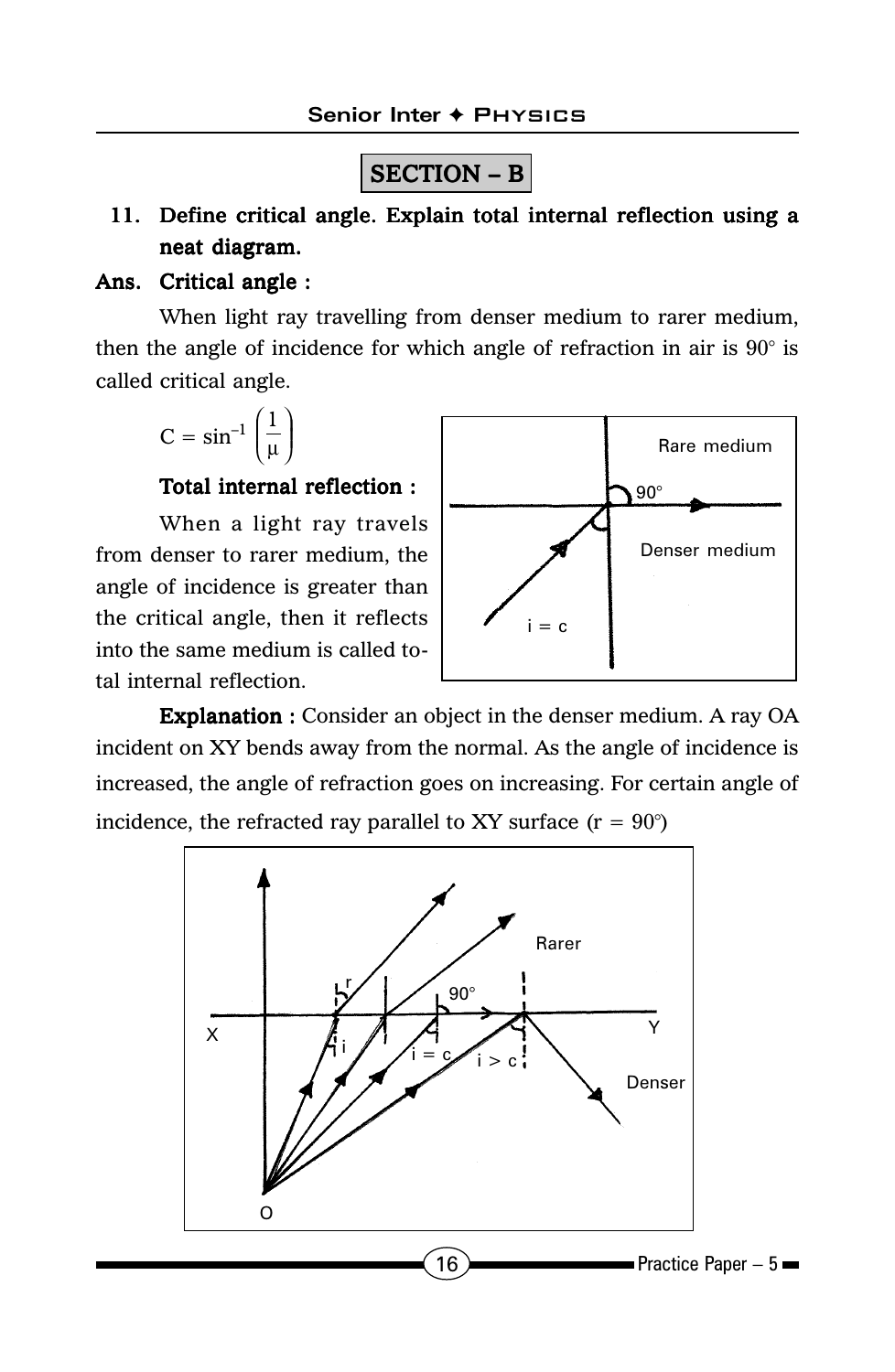## SECTION – B

**11. Define critical angle. Explain total internal reflection using a neat diagram.**

**Ans. Critical angle :**

When light ray travelling from denser medium to rarer medium, then the angle of incidence for which angle of refraction in air is 90° is called critical angle.

$$C = \sin^{-1}\left(\frac{1}{\mu}\right)$$

**Total internal reflection :**

When a light ray travels from denser to rarer medium, the angle of incidence is greater than the critical angle, then it reflects into the same medium is called total internal reflection.

**Explanation :** Consider an object in the denser medium. A ray OA incident on XY bends away from the normal. As the angle of incidence is increased, the angle of refraction goes on increasing. For certain angle of incidence, the refracted ray parallel to XY surface (r = 90°)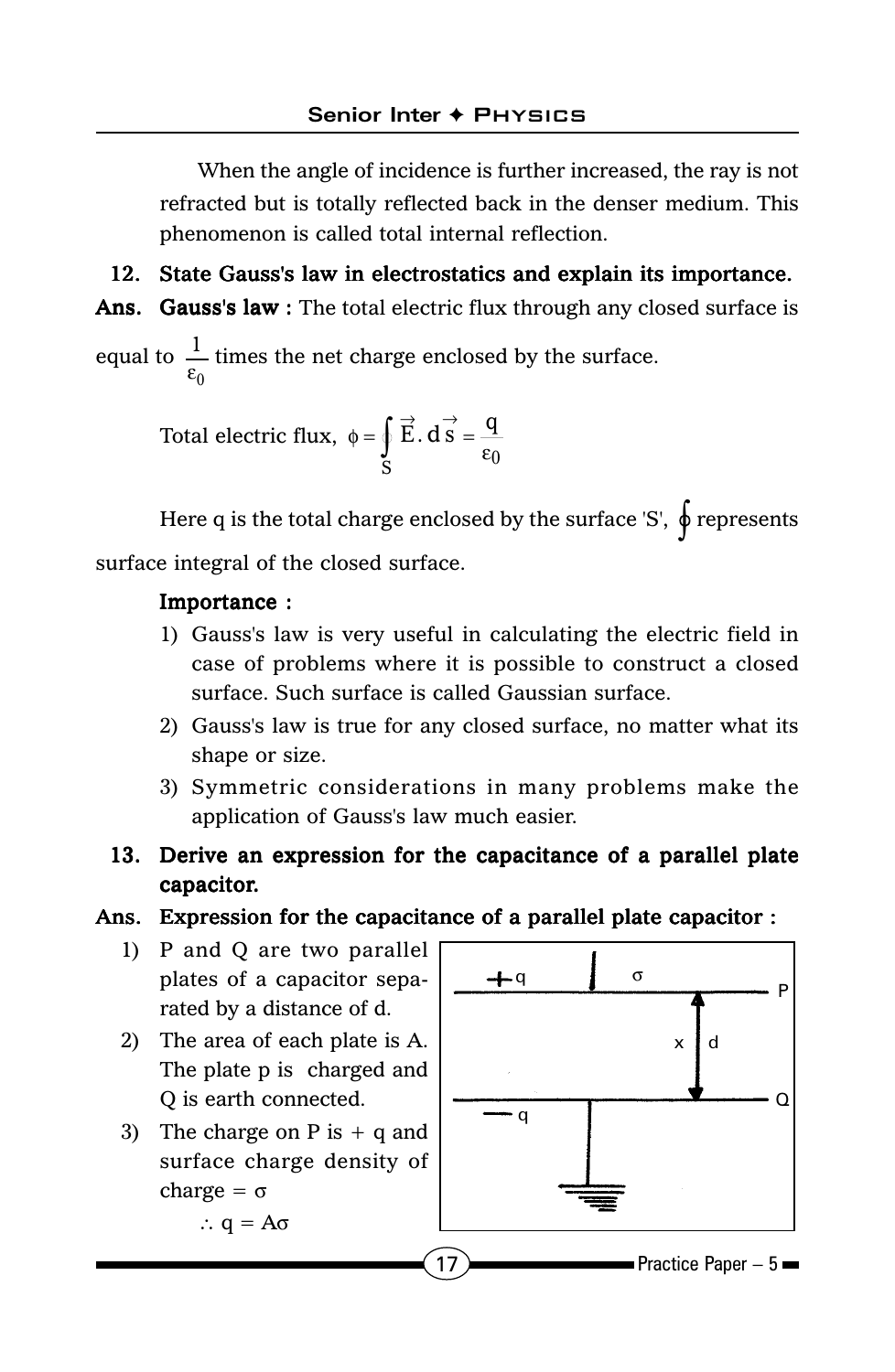When the angle of incidence is further increased, the ray is not refracted but is totally reflected back in the denser medium. This phenomenon is called total internal reflection.

**12. State Gauss's law in electrostatics and explain its importance.**

**Ans. Gauss's law :** The total electric flux through any closed surface is equal to $\frac{1}{\varepsilon_0}$ times the net charge enclosed by the surface.

Total electric flux, $\phi = \oint_S \vec{E}.d\vec{s} = \frac{q}{\varepsilon_0}$

Here q is the total charge enclosed by the surface 'S', $\oint$ represents surface integral of the closed surface.

**Importance :**

1) Gauss's law is very useful in calculating the electric field in case of problems where it is possible to construct a closed surface. Such surface is called Gaussian surface.
2) Gauss's law is true for any closed surface, no matter what its shape or size.
3) Symmetric considerations in many problems make the application of Gauss's law much easier.

**13. Derive an expression for the capacitance of a parallel plate capacitor.**

**Ans. Expression for the capacitance of a parallel plate capacitor :**

1) P and Q are two parallel plates of a capacitor separated by a distance of d.
2) The area of each plate is A. The plate p is charged and Q is earth connected.
3) The charge on P is + q and surface charge density of charge = $\sigma$

$\therefore q = A\sigma$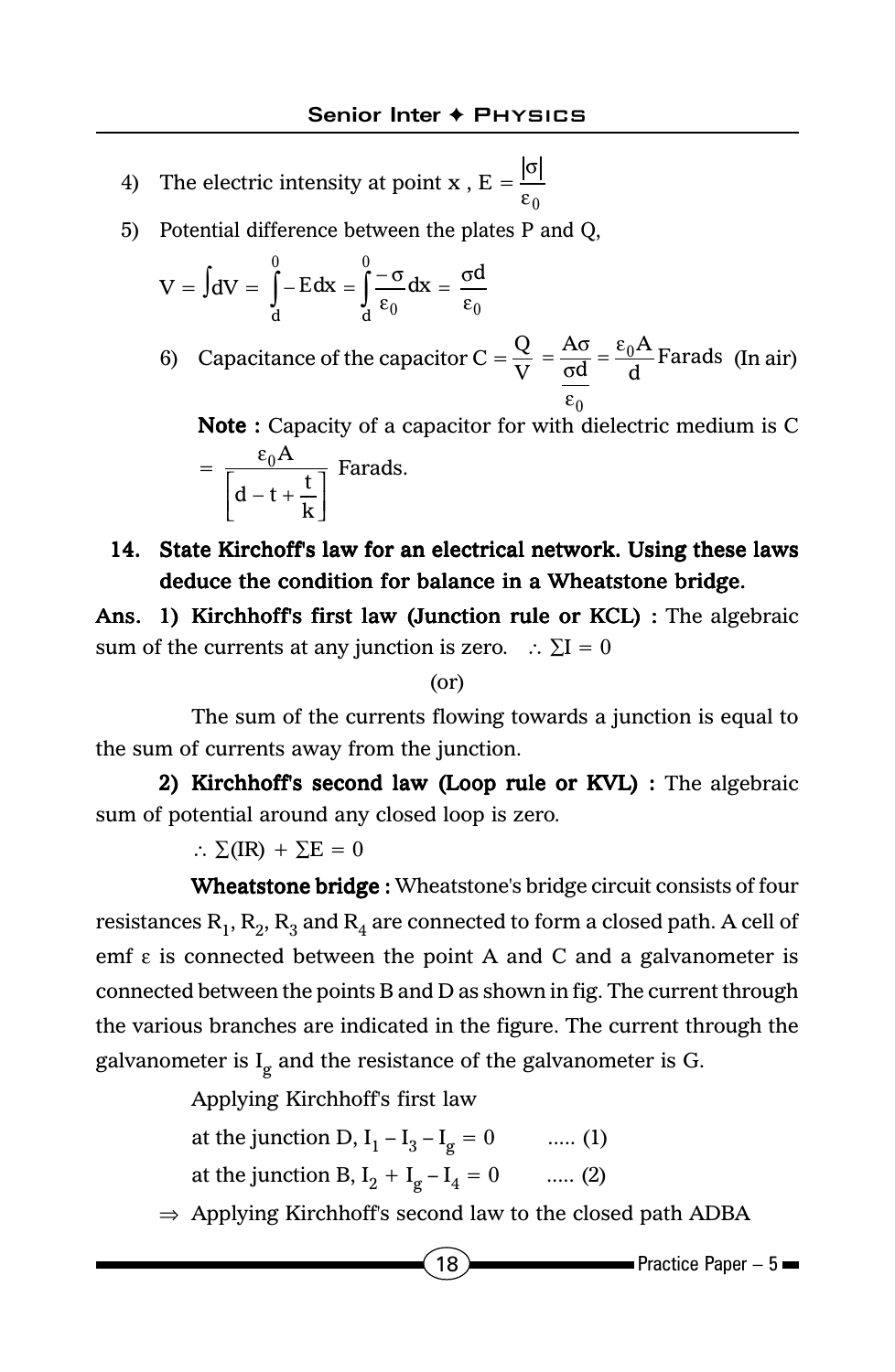4) The electric intensity at point x , $E = \frac{|\sigma|}{\varepsilon_0}$

5) Potential difference between the plates P and Q,

$$V = \int dV = \int_d^0 -E\,dx = \int_d^0 \frac{-\sigma}{\varepsilon_0}dx = \frac{\sigma d}{\varepsilon_0}$$

6) Capacitance of the capacitor $C = \frac{Q}{V} = \frac{A\sigma}{\frac{\sigma d}{\varepsilon_0}} = \frac{\varepsilon_0 A}{d}$ Farads (In air)

**Note :** Capacity of a capacitor for with dielectric medium is C $= \frac{\varepsilon_0 A}{\left[d - t + \frac{t}{k}\right]}$ Farads.

**14. State Kirchoff's law for an electrical network. Using these laws deduce the condition for balance in a Wheatstone bridge.**

**Ans. 1) Kirchhoff's first law (Junction rule or KCL) :** The algebraic sum of the currents at any junction is zero. $\therefore \Sigma I = 0$

(or)

The sum of the currents flowing towards a junction is equal to the sum of currents away from the junction.

**2) Kirchhoff's second law (Loop rule or KVL) :** The algebraic sum of potential around any closed loop is zero.

$\therefore \Sigma(IR) + \Sigma E = 0$

**Wheatstone bridge :** Wheatstone's bridge circuit consists of four resistances $R_1$, $R_2$, $R_3$ and $R_4$ are connected to form a closed path. A cell of emf $\varepsilon$ is connected between the point A and C and a galvanometer is connected between the points B and D as shown in fig. The current through the various branches are indicated in the figure. The current through the galvanometer is $I_g$ and the resistance of the galvanometer is G.

Applying Kirchhoff's first law

at the junction D, $I_1 - I_3 - I_g = 0$ ..... (1)

at the junction B, $I_2 + I_g - I_4 = 0$ ..... (2)

$\Rightarrow$ Applying Kirchhoff's second law to the closed path ADBA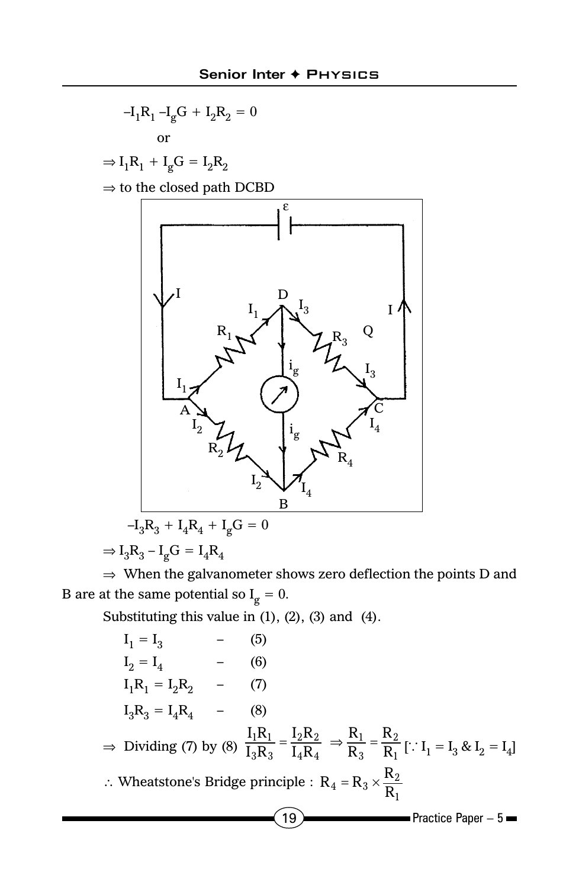$$-I_1R_1 - I_gG + I_2R_2 = 0$$

or

$$\Rightarrow I_1R_1 + I_gG = I_2R_2$$

$\Rightarrow$ to the closed path DCBD

$$-I_3R_3 + I_4R_4 + I_gG = 0$$

$$\Rightarrow I_3R_3 - I_gG = I_4R_4$$

$\Rightarrow$ When the galvanometer shows zero deflection the points D and B are at the same potential so $I_g = 0$.

Substituting this value in (1), (2), (3) and (4).

$$I_1 = I_3 \quad - \quad (5)$$

$$I_2 = I_4 \quad - \quad (6)$$

$$I_1R_1 = I_2R_2 \quad - \quad (7)$$

$$I_3R_3 = I_4R_4 \quad - \quad (8)$$

$\Rightarrow$ Dividing (7) by (8) $\dfrac{I_1R_1}{I_3R_3} = \dfrac{I_2R_2}{I_4R_4} \Rightarrow \dfrac{R_1}{R_3} = \dfrac{R_2}{R_1}$ [$\because I_1 = I_3$ & $I_2 = I_4$]

$\therefore$ Wheatstone's Bridge principle : $R_4 = R_3 \times \dfrac{R_2}{R_1}$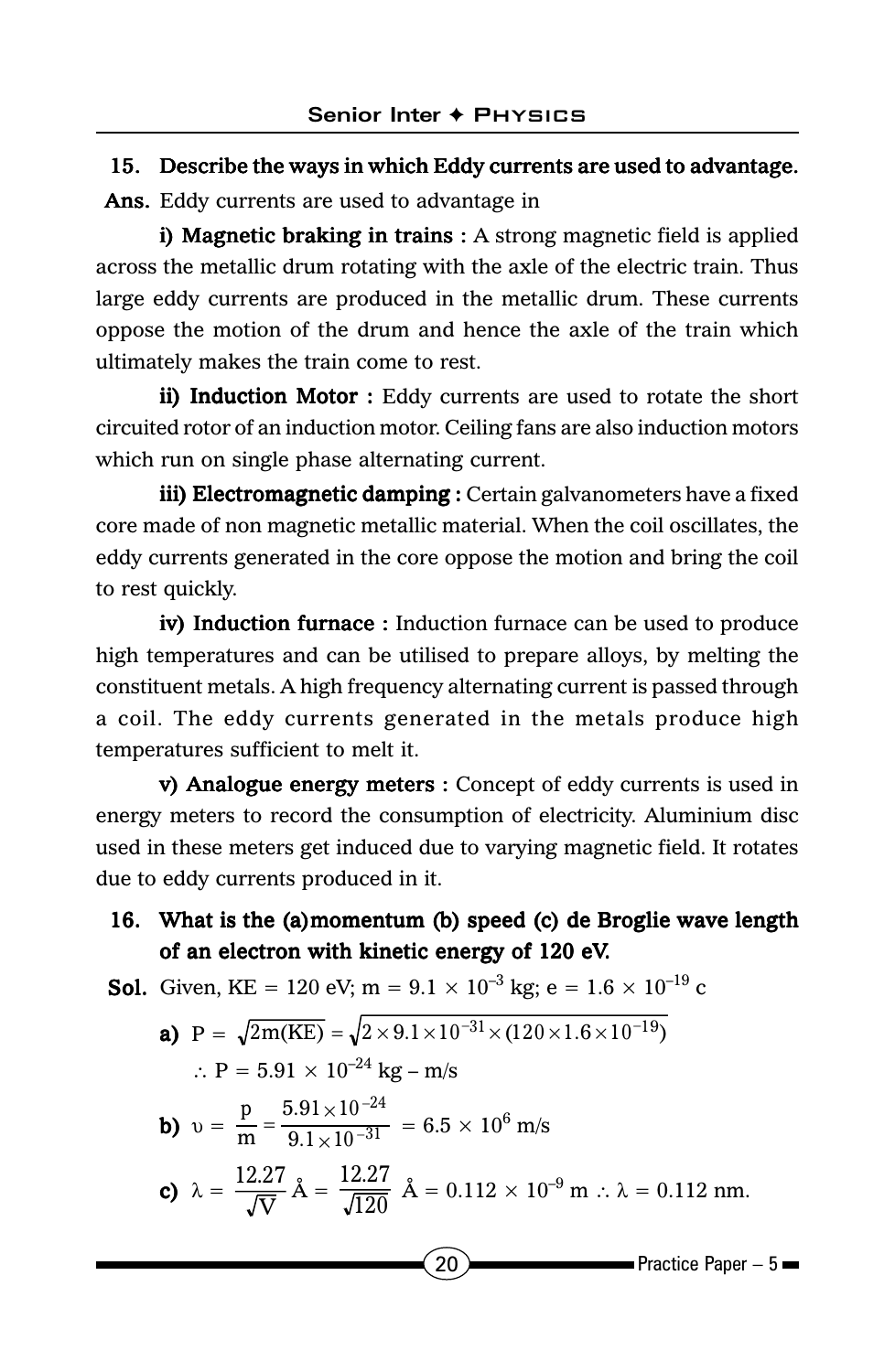**15. Describe the ways in which Eddy currents are used to advantage.**

**Ans.** Eddy currents are used to advantage in

**i) Magnetic braking in trains :** A strong magnetic field is applied across the metallic drum rotating with the axle of the electric train. Thus large eddy currents are produced in the metallic drum. These currents oppose the motion of the drum and hence the axle of the train which ultimately makes the train come to rest.

**ii) Induction Motor :** Eddy currents are used to rotate the short circuited rotor of an induction motor. Ceiling fans are also induction motors which run on single phase alternating current.

**iii) Electromagnetic damping :** Certain galvanometers have a fixed core made of non magnetic metallic material. When the coil oscillates, the eddy currents generated in the core oppose the motion and bring the coil to rest quickly.

**iv) Induction furnace :** Induction furnace can be used to produce high temperatures and can be utilised to prepare alloys, by melting the constituent metals. A high frequency alternating current is passed through a coil. The eddy currents generated in the metals produce high temperatures sufficient to melt it.

**v) Analogue energy meters :** Concept of eddy currents is used in energy meters to record the consumption of electricity. Aluminium disc used in these meters get induced due to varying magnetic field. It rotates due to eddy currents produced in it.

**16. What is the (a) momentum (b) speed (c) de Broglie wave length of an electron with kinetic energy of 120 eV.**

**Sol.** Given, KE = 120 eV; $m = 9.1 \times 10^{-3}$ kg; $e = 1.6 \times 10^{-19}$ c

**a)** $P = \sqrt{2m(KE)} = \sqrt{2 \times 9.1 \times 10^{-31} \times (120 \times 1.6 \times 10^{-19})}$

$\therefore P = 5.91 \times 10^{-24}$ kg – m/s

**b)** $\upsilon = \dfrac{p}{m} = \dfrac{5.91 \times 10^{-24}}{9.1 \times 10^{-31}} = 6.5 \times 10^{6}$ m/s

**c)** $\lambda = \dfrac{12.27}{\sqrt{V}}\,\text{Å} = \dfrac{12.27}{\sqrt{120}}\,\text{Å} = 0.112 \times 10^{-9}$ m $\therefore \lambda = 0.112$ nm.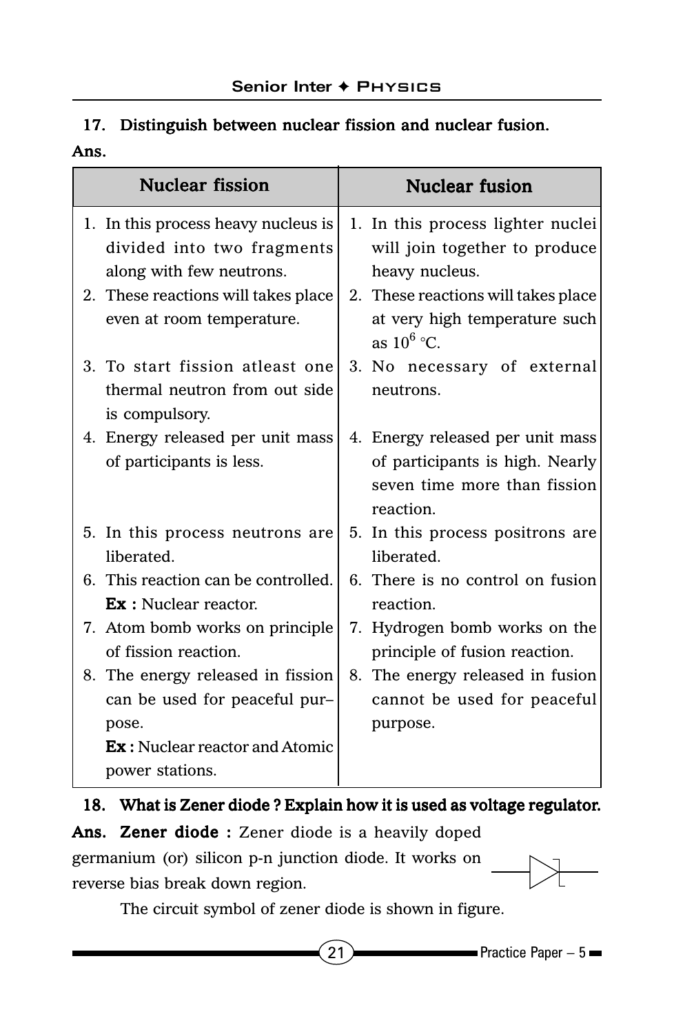**17. Distinguish between nuclear fission and nuclear fusion.**

**Ans.**

| Nuclear fission | Nuclear fusion |
|---|---|
| 1. In this process heavy nucleus is divided into two fragments along with few neutrons. | 1. In this process lighter nuclei will join together to produce heavy nucleus. |
| 2. These reactions will takes place even at room temperature. | 2. These reactions will takes place at very high temperature such as $10^6$ °C. |
| 3. To start fission atleast one thermal neutron from out side is compulsory. | 3. No necessary of external neutrons. |
| 4. Energy released per unit mass of participants is less. | 4. Energy released per unit mass of participants is high. Nearly seven time more than fission reaction. |
| 5. In this process neutrons are liberated. | 5. In this process positrons are liberated. |
| 6. This reaction can be controlled. **Ex :** Nuclear reactor. | 6. There is no control on fusion reaction. |
| 7. Atom bomb works on principle of fission reaction. | 7. Hydrogen bomb works on the principle of fusion reaction. |
| 8. The energy released in fission can be used for peaceful pur–pose. **Ex :** Nuclear reactor and Atomic power stations. | 8. The energy released in fusion cannot be used for peaceful purpose. |

**18. What is Zener diode ? Explain how it is used as voltage regulator.**

**Ans. Zener diode :** Zener diode is a heavily doped germanium (or) silicon p-n junction diode. It works on reverse bias break down region.

The circuit symbol of zener diode is shown in figure.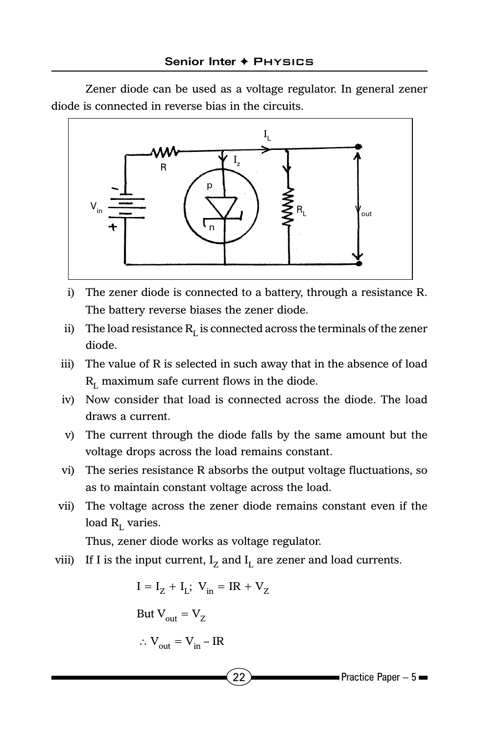Zener diode can be used as a voltage regulator. In general zener diode is connected in reverse bias in the circuits.

i) The zener diode is connected to a battery, through a resistance R. The battery reverse biases the zener diode.

ii) The load resistance $R_L$ is connected across the terminals of the zener diode.

iii) The value of R is selected in such away that in the absence of load $R_L$ maximum safe current flows in the diode.

iv) Now consider that load is connected across the diode. The load draws a current.

v) The current through the diode falls by the same amount but the voltage drops across the load remains constant.

vi) The series resistance R absorbs the output voltage fluctuations, so as to maintain constant voltage across the load.

vii) The voltage across the zener diode remains constant even if the load $R_L$ varies.

Thus, zener diode works as voltage regulator.

viii) If I is the input current, $I_Z$ and $I_L$ are zener and load currents.

$$I = I_Z + I_L; \; V_{in} = IR + V_Z$$

$$\text{But } V_{out} = V_Z$$

$$\therefore V_{out} = V_{in} - IR$$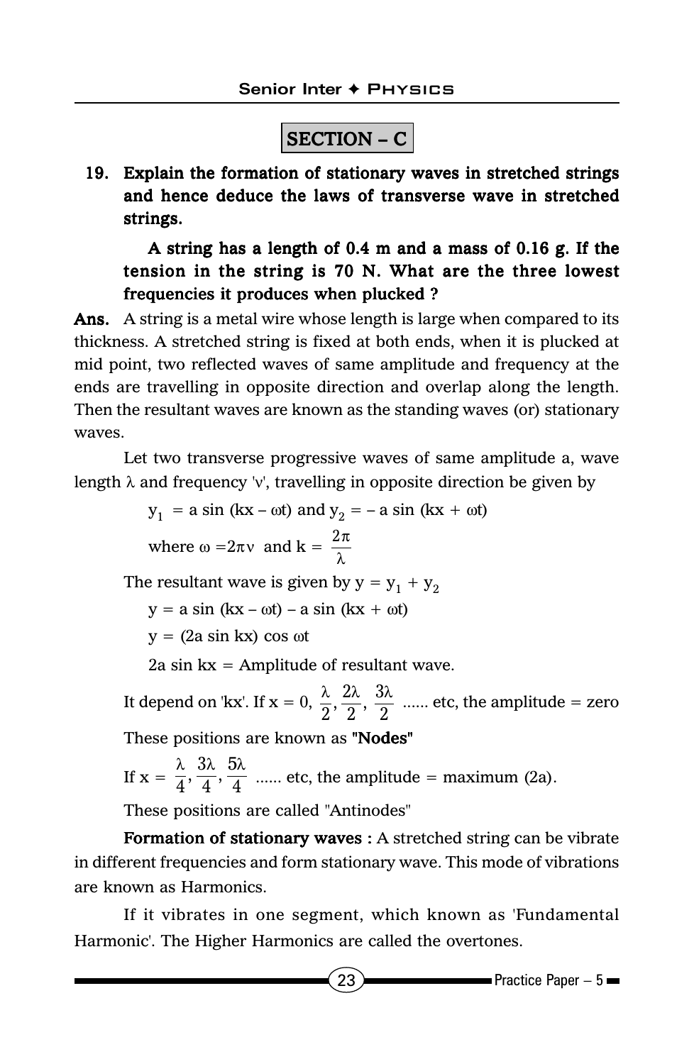## SECTION – C

**19. Explain the formation of stationary waves in stretched strings and hence deduce the laws of transverse wave in stretched strings.**

**A string has a length of 0.4 m and a mass of 0.16 g. If the tension in the string is 70 N. What are the three lowest frequencies it produces when plucked ?**

**Ans.** A string is a metal wire whose length is large when compared to its thickness. A stretched string is fixed at both ends, when it is plucked at mid point, two reflected waves of same amplitude and frequency at the ends are travelling in opposite direction and overlap along the length. Then the resultant waves are known as the standing waves (or) stationary waves.

Let two transverse progressive waves of same amplitude a, wave length $\lambda$ and frequency '$\nu$', travelling in opposite direction be given by

$y_1 = a \sin (kx - \omega t)$ and $y_2 = - a \sin (kx + \omega t)$

where $\omega = 2\pi\nu$ and $k = \dfrac{2\pi}{\lambda}$

The resultant wave is given by $y = y_1 + y_2$

$y = a \sin (kx - \omega t) - a \sin (kx + \omega t)$

$y = (2a \sin kx) \cos \omega t$

$2a \sin kx$ = Amplitude of resultant wave.

It depend on 'kx'. If $x = 0, \dfrac{\lambda}{2}, \dfrac{2\lambda}{2}, \dfrac{3\lambda}{2}$ ...... etc, the amplitude = zero

These positions are known as **"Nodes"**

If $x = \dfrac{\lambda}{4}, \dfrac{3\lambda}{4}, \dfrac{5\lambda}{4}$ ...... etc, the amplitude = maximum (2a).

These positions are called "Antinodes"

**Formation of stationary waves :** A stretched string can be vibrate in different frequencies and form stationary wave. This mode of vibrations are known as Harmonics.

If it vibrates in one segment, which known as 'Fundamental Harmonic'. The Higher Harmonics are called the overtones.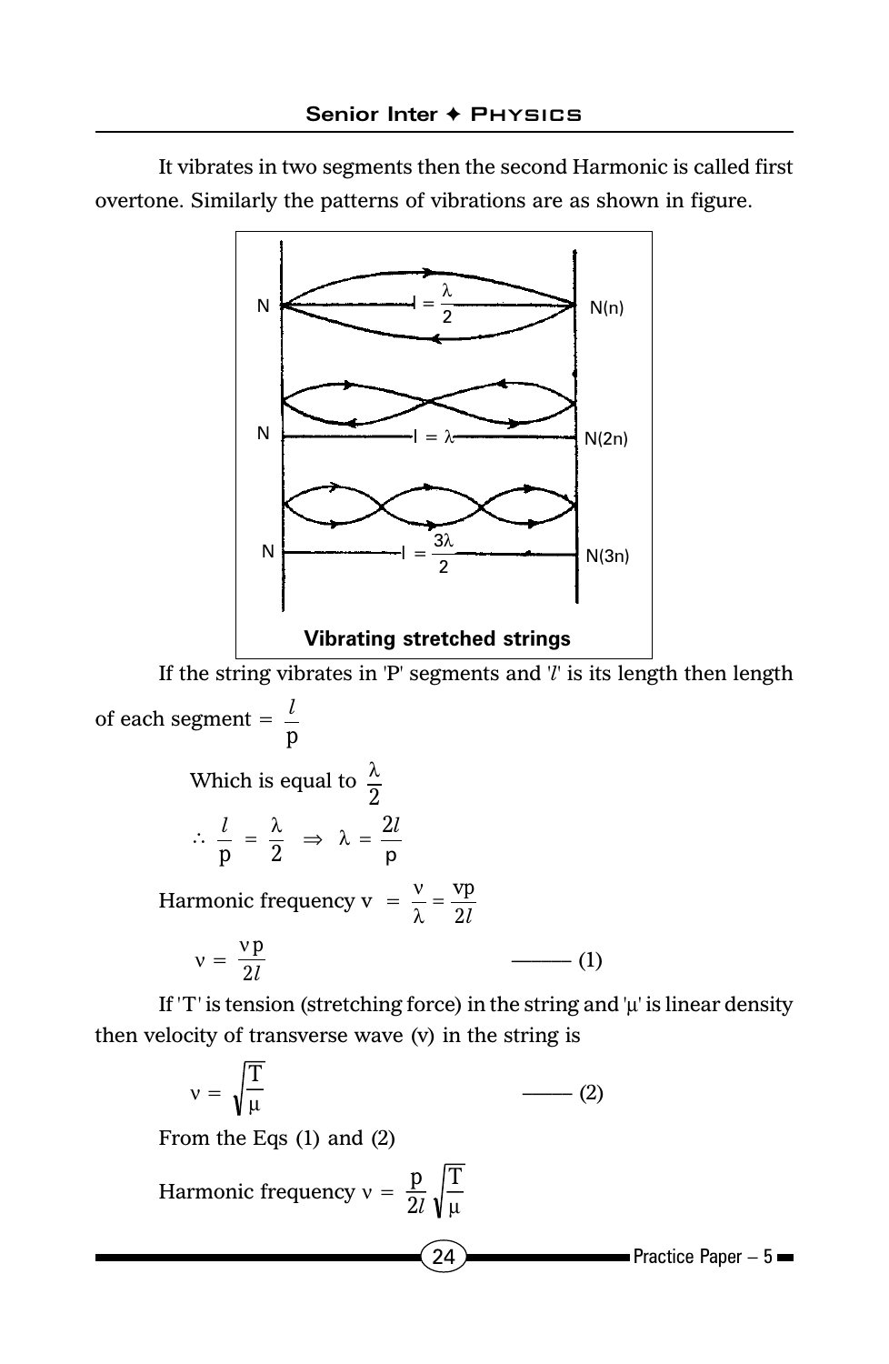It vibrates in two segments then the second Harmonic is called first overtone. Similarly the patterns of vibrations are as shown in figure.

Vibrating stretched strings

If the string vibrates in 'P' segments and '$l$' is its length then length of each segment $= \dfrac{l}{p}$

Which is equal to $\dfrac{\lambda}{2}$

$$\therefore \frac{l}{p} = \frac{\lambda}{2} \Rightarrow \lambda = \frac{2l}{p}$$

Harmonic frequency $\nu = \dfrac{v}{\lambda} = \dfrac{vp}{2l}$

$$\nu = \frac{vp}{2l} \qquad \text{——— (1)}$$

If 'T' is tension (stretching force) in the string and 'μ' is linear density then velocity of transverse wave (v) in the string is

$$v = \sqrt{\frac{T}{\mu}} \qquad \text{——— (2)}$$

From the Eqs (1) and (2)

Harmonic frequency $\nu = \dfrac{p}{2l}\sqrt{\dfrac{T}{\mu}}$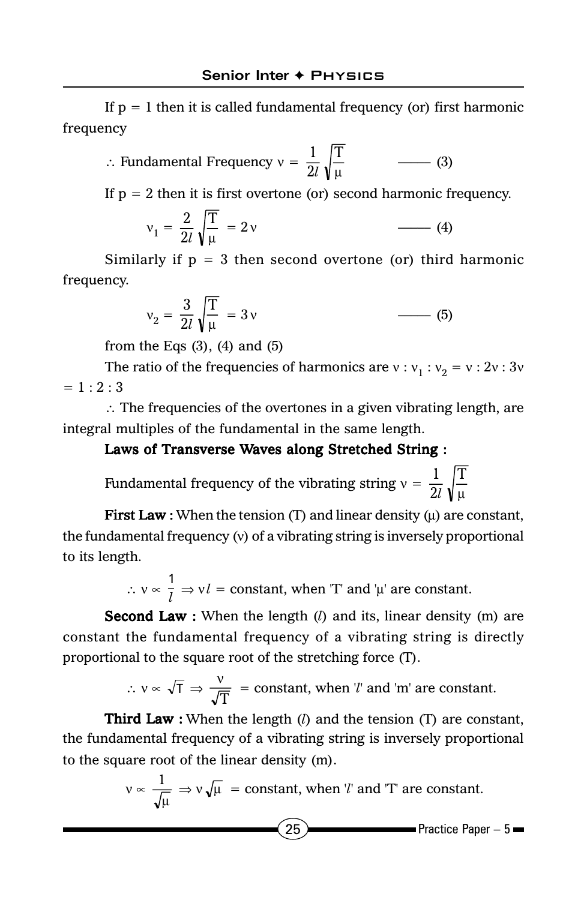If p = 1 then it is called fundamental frequency (or) first harmonic frequency

$\therefore$ Fundamental Frequency $\nu = \dfrac{1}{2l}\sqrt{\dfrac{T}{\mu}}$ —— (3)

If p = 2 then it is first overtone (or) second harmonic frequency.

$$\nu_1 = \frac{2}{2l}\sqrt{\frac{T}{\mu}} = 2\nu \qquad \text{—— (4)}$$

Similarly if p = 3 then second overtone (or) third harmonic frequency.

$$\nu_2 = \frac{3}{2l}\sqrt{\frac{T}{\mu}} = 3\nu \qquad \text{—— (5)}$$

from the Eqs (3), (4) and (5)

The ratio of the frequencies of harmonics are $\nu : \nu_1 : \nu_2 = \nu : 2\nu : 3\nu = 1 : 2 : 3$

$\therefore$ The frequencies of the overtones in a given vibrating length, are integral multiples of the fundamental in the same length.

**Laws of Transverse Waves along Stretched String :**

Fundamental frequency of the vibrating string $\nu = \dfrac{1}{2l}\sqrt{\dfrac{T}{\mu}}$

**First Law :** When the tension (T) and linear density ($\mu$) are constant, the fundamental frequency ($\nu$) of a vibrating string is inversely proportional to its length.

$$\therefore \nu \propto \frac{1}{l} \Rightarrow \nu l = \text{constant, when 'T' and '}\mu\text{' are constant.}$$

**Second Law :** When the length ($l$) and its, linear density (m) are constant the fundamental frequency of a vibrating string is directly proportional to the square root of the stretching force (T).

$$\therefore \nu \propto \sqrt{T} \Rightarrow \frac{\nu}{\sqrt{T}} = \text{constant, when '}l\text{' and 'm' are constant.}$$

**Third Law :** When the length ($l$) and the tension (T) are constant, the fundamental frequency of a vibrating string is inversely proportional to the square root of the linear density (m).

$$\nu \propto \frac{1}{\sqrt{\mu}} \Rightarrow \nu\sqrt{\mu} = \text{constant, when '}l\text{' and 'T' are constant.}$$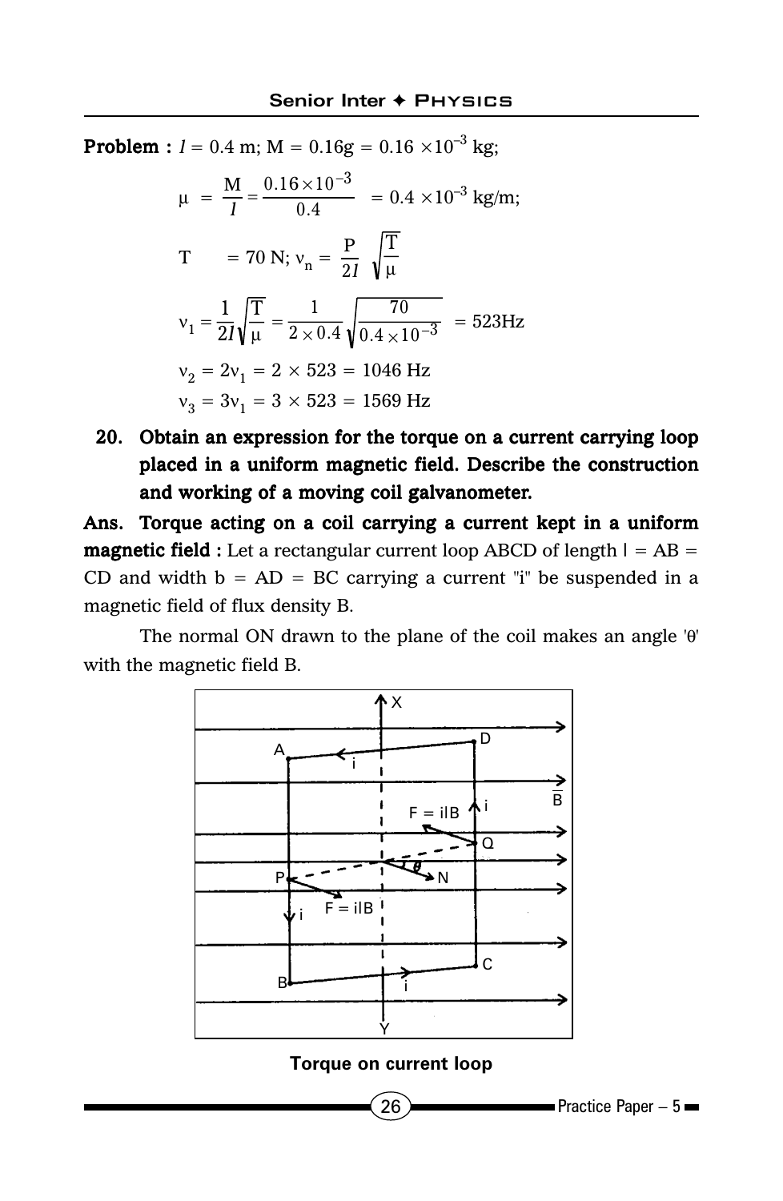**Problem :** $l = 0.4$ m; $M = 0.16g = 0.16 \times 10^{-3}$ kg;

$$\mu = \frac{M}{l} = \frac{0.16 \times 10^{-3}}{0.4} = 0.4 \times 10^{-3} \text{ kg/m;}$$

$$T = 70 \text{ N; } \nu_n = \frac{P}{2l}\sqrt{\frac{T}{\mu}}$$

$$\nu_1 = \frac{1}{2l}\sqrt{\frac{T}{\mu}} = \frac{1}{2 \times 0.4}\sqrt{\frac{70}{0.4 \times 10^{-3}}} = 523\text{Hz}$$

$$\nu_2 = 2\nu_1 = 2 \times 523 = 1046 \text{ Hz}$$

$$\nu_3 = 3\nu_1 = 3 \times 523 = 1569 \text{ Hz}$$

**20. Obtain an expression for the torque on a current carrying loop placed in a uniform magnetic field. Describe the construction and working of a moving coil galvanometer.**

**Ans. Torque acting on a coil carrying a current kept in a uniform magnetic field :** Let a rectangular current loop ABCD of length l = AB = CD and width b = AD = BC carrying a current "i" be suspended in a magnetic field of flux density B.

The normal ON drawn to the plane of the coil makes an angle 'θ' with the magnetic field B.

**Torque on current loop**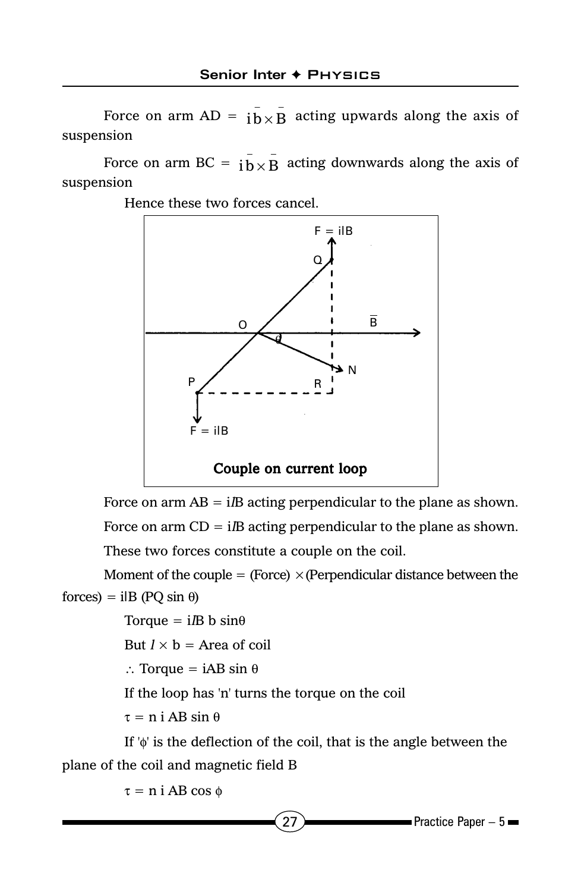Force on arm AD = $i\bar{b} \times \bar{B}$ acting upwards along the axis of suspension

Force on arm BC = $i\bar{b} \times \bar{B}$ acting downwards along the axis of suspension

Hence these two forces cancel.

**Couple on current loop**

Force on arm AB = $ilB$ acting perpendicular to the plane as shown.

Force on arm CD = $ilB$ acting perpendicular to the plane as shown.

These two forces constitute a couple on the coil.

Moment of the couple = (Force) $\times$ (Perpendicular distance between the forces) = $ilB$ (PQ $\sin\theta$)

Torque = $ilB\, b \sin\theta$

But $l \times b$ = Area of coil

$\therefore$ Torque = $iAB \sin\theta$

If the loop has 'n' turns the torque on the coil

$\tau = n\, i\, AB \sin\theta$

If '$\phi$' is the deflection of the coil, that is the angle between the plane of the coil and magnetic field B

$\tau = n\, i\, AB \cos\phi$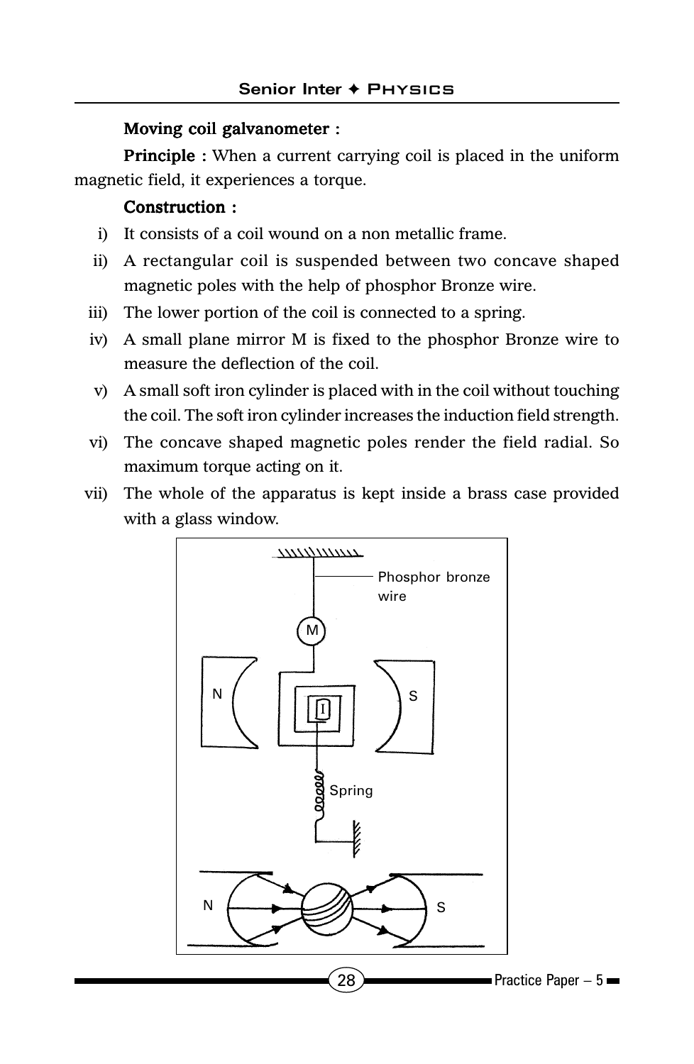**Moving coil galvanometer :**

**Principle :** When a current carrying coil is placed in the uniform magnetic field, it experiences a torque.

**Construction :**

i) It consists of a coil wound on a non metallic frame.

ii) A rectangular coil is suspended between two concave shaped magnetic poles with the help of phosphor Bronze wire.

iii) The lower portion of the coil is connected to a spring.

iv) A small plane mirror M is fixed to the phosphor Bronze wire to measure the deflection of the coil.

v) A small soft iron cylinder is placed with in the coil without touching the coil. The soft iron cylinder increases the induction field strength.

vi) The concave shaped magnetic poles render the field radial. So maximum torque acting on it.

vii) The whole of the apparatus is kept inside a brass case provided with a glass window.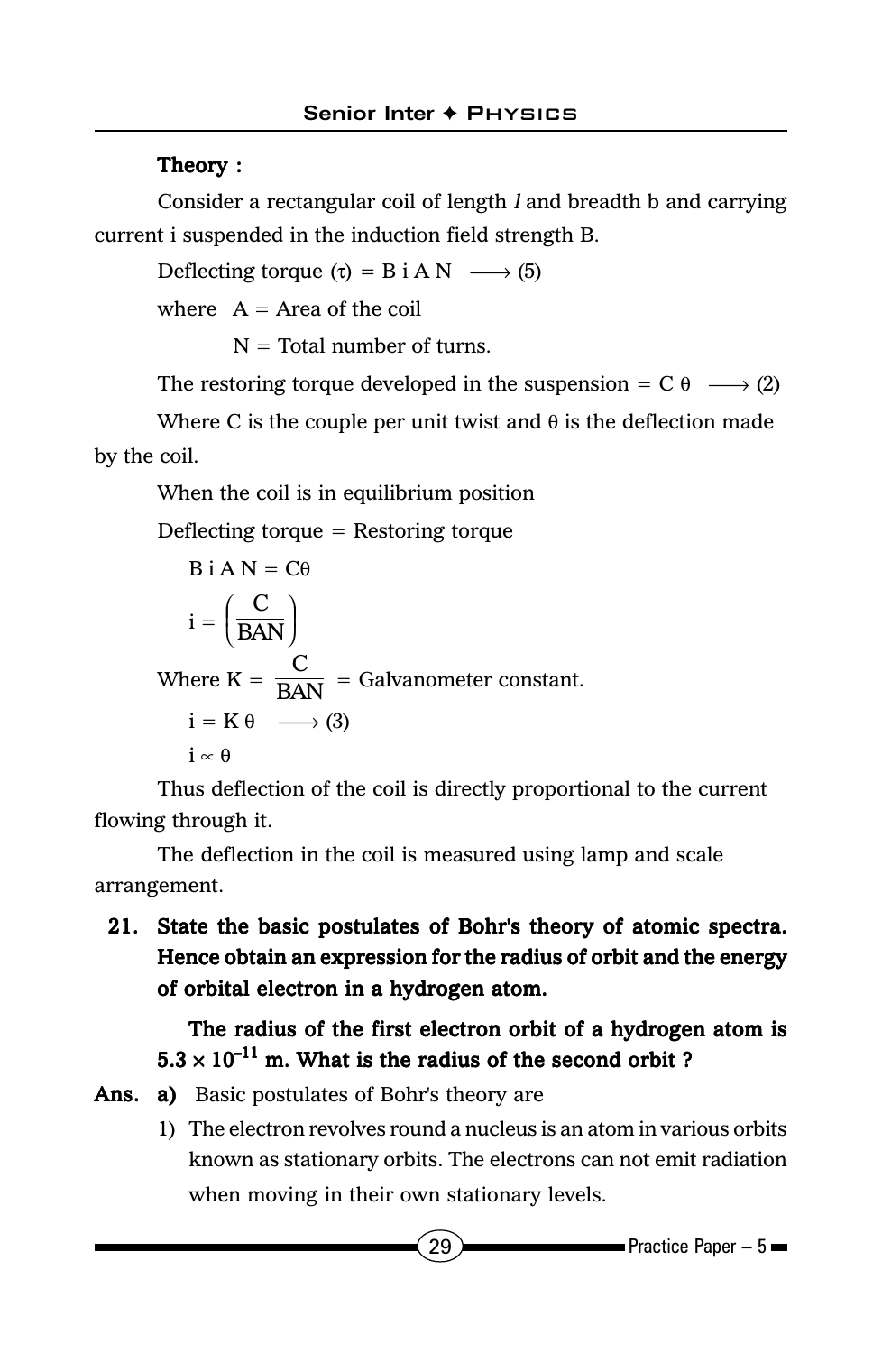**Theory :**

Consider a rectangular coil of length $l$ and breadth b and carrying current i suspended in the induction field strength B.

Deflecting torque $(\tau) = B\,i\,A\,N \longrightarrow (5)$

where $A$ = Area of the coil

$N$ = Total number of turns.

The restoring torque developed in the suspension $= C\,\theta \longrightarrow (2)$

Where C is the couple per unit twist and $\theta$ is the deflection made by the coil.

When the coil is in equilibrium position

Deflecting torque = Restoring torque

$$B\,i\,A\,N = C\theta$$

$$i = \left(\frac{C}{BAN}\right)$$

Where $K = \dfrac{C}{BAN}$ = Galvanometer constant.

$$i = K\,\theta \longrightarrow (3)$$

$$i \propto \theta$$

Thus deflection of the coil is directly proportional to the current flowing through it.

The deflection in the coil is measured using lamp and scale arrangement.

**21. State the basic postulates of Bohr's theory of atomic spectra. Hence obtain an expression for the radius of orbit and the energy of orbital electron in a hydrogen atom.**

**The radius of the first electron orbit of a hydrogen atom is $5.3 \times 10^{-11}$ m. What is the radius of the second orbit ?**

**Ans. a)** Basic postulates of Bohr's theory are

1) The electron revolves round a nucleus is an atom in various orbits known as stationary orbits. The electrons can not emit radiation when moving in their own stationary levels.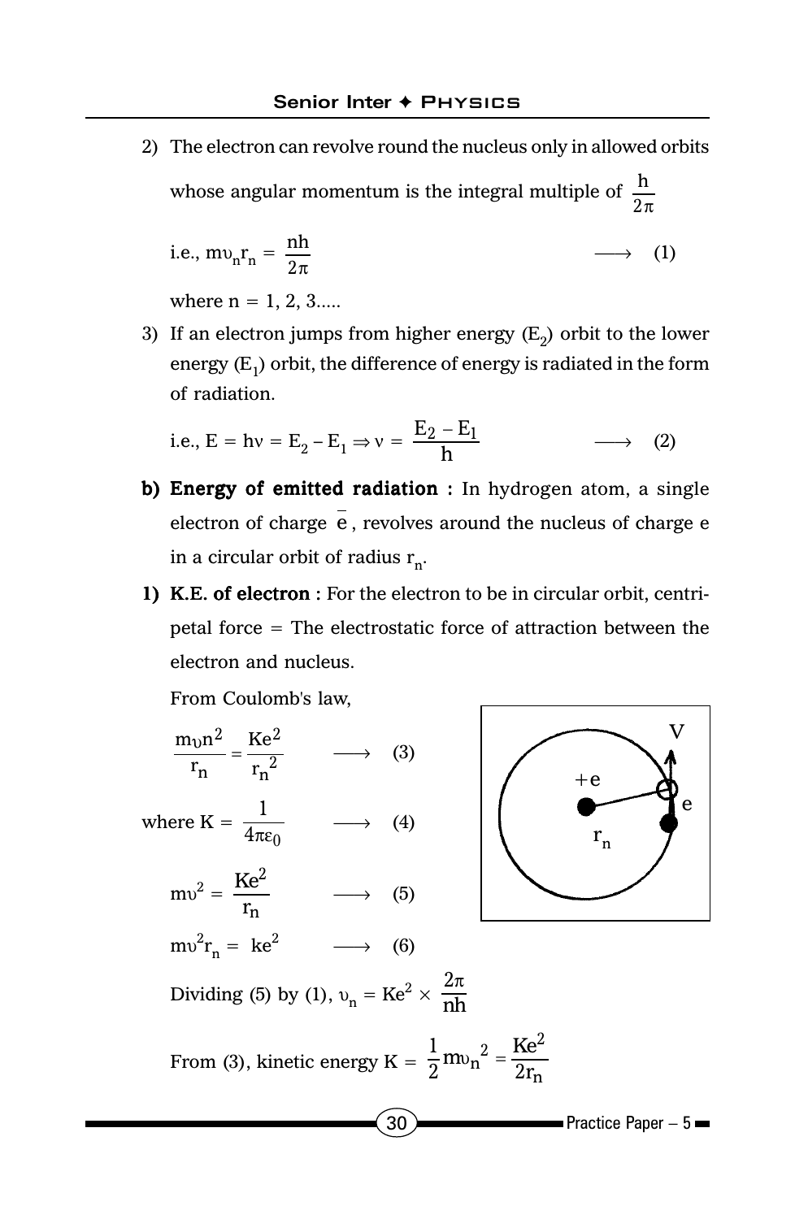2) The electron can revolve round the nucleus only in allowed orbits whose angular momentum is the integral multiple of $\frac{h}{2\pi}$

i.e., $m\upsilon_n r_n = \frac{nh}{2\pi}$ $\longrightarrow$ (1)

where n = 1, 2, 3.....

3) If an electron jumps from higher energy ($E_2$) orbit to the lower energy ($E_1$) orbit, the difference of energy is radiated in the form of radiation.

i.e., $E = h\nu = E_2 - E_1 \Rightarrow \nu = \frac{E_2 - E_1}{h}$ $\longrightarrow$ (2)

**b) Energy of emitted radiation :** In hydrogen atom, a single electron of charge $\bar{e}$, revolves around the nucleus of charge e in a circular orbit of radius $r_n$.

**1) K.E. of electron :** For the electron to be in circular orbit, centripetal force = The electrostatic force of attraction between the electron and nucleus.

From Coulomb's law,

$$\frac{m\upsilon n^2}{r_n} = \frac{Ke^2}{r_n{}^2} \longrightarrow (3)$$

where $K = \frac{1}{4\pi\varepsilon_0}$ $\longrightarrow$ (4)

$$m\upsilon^2 = \frac{Ke^2}{r_n} \longrightarrow (5)$$

$$m\upsilon^2 r_n = ke^2 \longrightarrow (6)$$

Dividing (5) by (1), $\upsilon_n = Ke^2 \times \frac{2\pi}{nh}$

From (3), kinetic energy $K = \frac{1}{2}m\upsilon_n{}^2 = \frac{Ke^2}{2r_n}$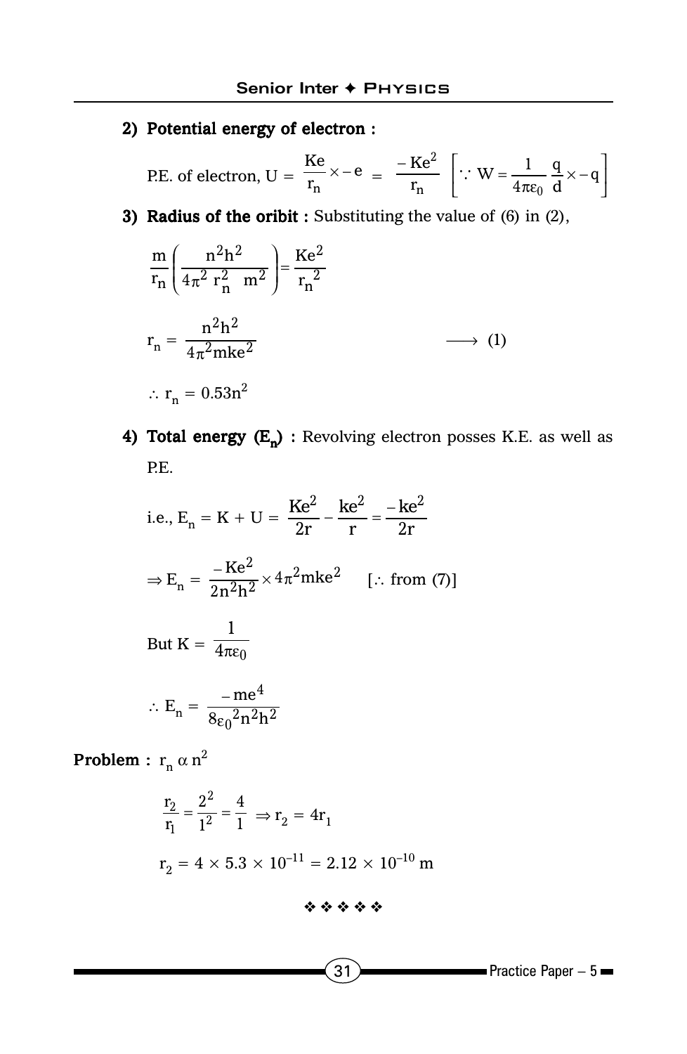**2) Potential energy of electron :**

P.E. of electron, $U = \frac{Ke}{r_n} \times -e = \frac{-Ke^2}{r_n} \quad \left[\because W = \frac{1}{4\pi\varepsilon_0}\frac{q}{d} \times -q\right]$

**3) Radius of the oribit :** Substituting the value of (6) in (2),

$$\frac{m}{r_n}\left(\frac{n^2h^2}{4\pi^2 r_n^2 \; m^2}\right) = \frac{Ke^2}{r_n{}^2}$$

$$r_n = \frac{n^2h^2}{4\pi^2 mke^2} \qquad \longrightarrow (1)$$

$$\therefore r_n = 0.53n^2$$

**4) Total energy ($E_n$) :** Revolving electron posses K.E. as well as P.E.

i.e., $E_n = K + U = \frac{Ke^2}{2r} - \frac{ke^2}{r} = \frac{-ke^2}{2r}$

$$\Rightarrow E_n = \frac{-Ke^2}{2n^2h^2} \times 4\pi^2 mke^2 \qquad [\because \text{from (7)}]$$

But $K = \frac{1}{4\pi\varepsilon_0}$

$$\therefore E_n = \frac{-me^4}{8\varepsilon_0{}^2 n^2 h^2}$$

**Problem :** $r_n \alpha\, n^2$

$$\frac{r_2}{r_1} = \frac{2^2}{1^2} = \frac{4}{1} \Rightarrow r_2 = 4r_1$$

$$r_2 = 4 \times 5.3 \times 10^{-11} = 2.12 \times 10^{-10}\ \text{m}$$

❖ ❖ ❖ ❖ ❖